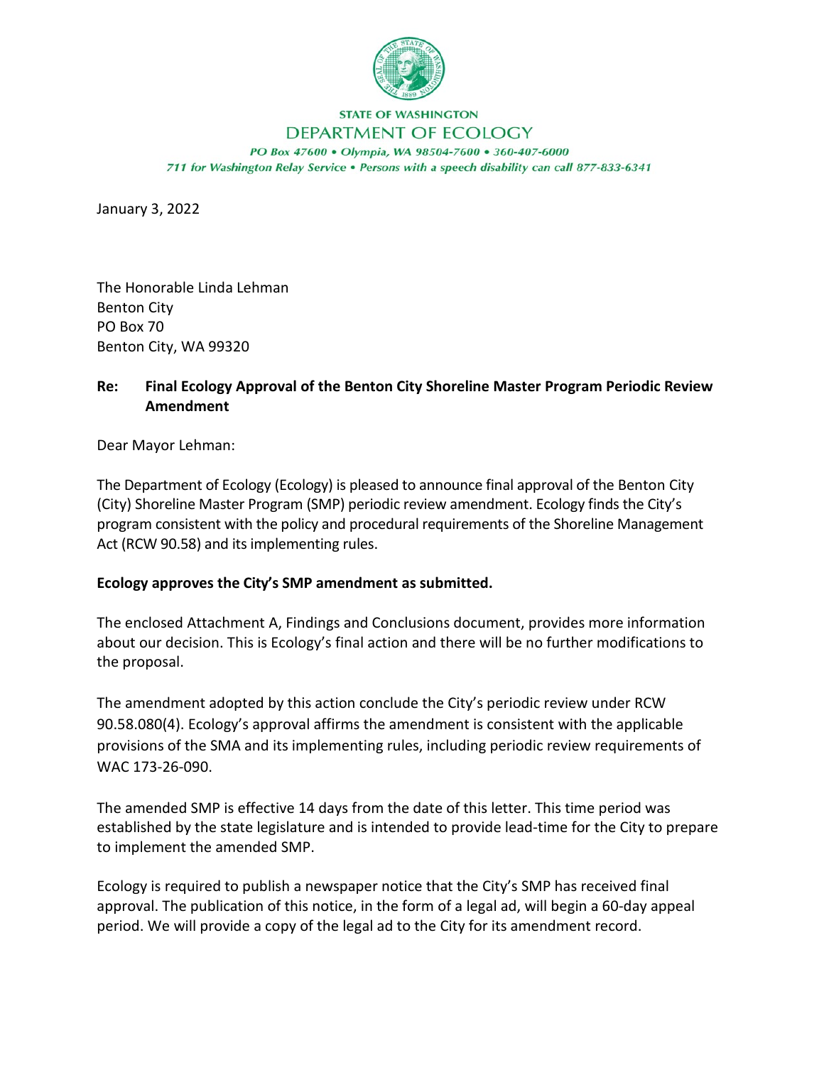STATE OF WASHINGTON

DEPARTMENT OF ECOLOGY

*PO Box 47600 • Olympia, WA 98504-7600 • 360-407-6000*

*711 for Washington Relay Service • Persons with a speech disability can call 877-833-6341*

January 3, 2022

The Honorable Linda Lehman
Benton City
PO Box 70
Benton City, WA 99320

**Re: Final Ecology Approval of the Benton City Shoreline Master Program Periodic Review Amendment**

Dear Mayor Lehman:

The Department of Ecology (Ecology) is pleased to announce final approval of the Benton City (City) Shoreline Master Program (SMP) periodic review amendment. Ecology finds the City's program consistent with the policy and procedural requirements of the Shoreline Management Act (RCW 90.58) and its implementing rules.

**Ecology approves the City's SMP amendment as submitted.**

The enclosed Attachment A, Findings and Conclusions document, provides more information about our decision. This is Ecology's final action and there will be no further modifications to the proposal.

The amendment adopted by this action conclude the City's periodic review under RCW 90.58.080(4). Ecology's approval affirms the amendment is consistent with the applicable provisions of the SMA and its implementing rules, including periodic review requirements of WAC 173-26-090.

The amended SMP is effective 14 days from the date of this letter. This time period was established by the state legislature and is intended to provide lead-time for the City to prepare to implement the amended SMP.

Ecology is required to publish a newspaper notice that the City's SMP has received final approval. The publication of this notice, in the form of a legal ad, will begin a 60-day appeal period. We will provide a copy of the legal ad to the City for its amendment record.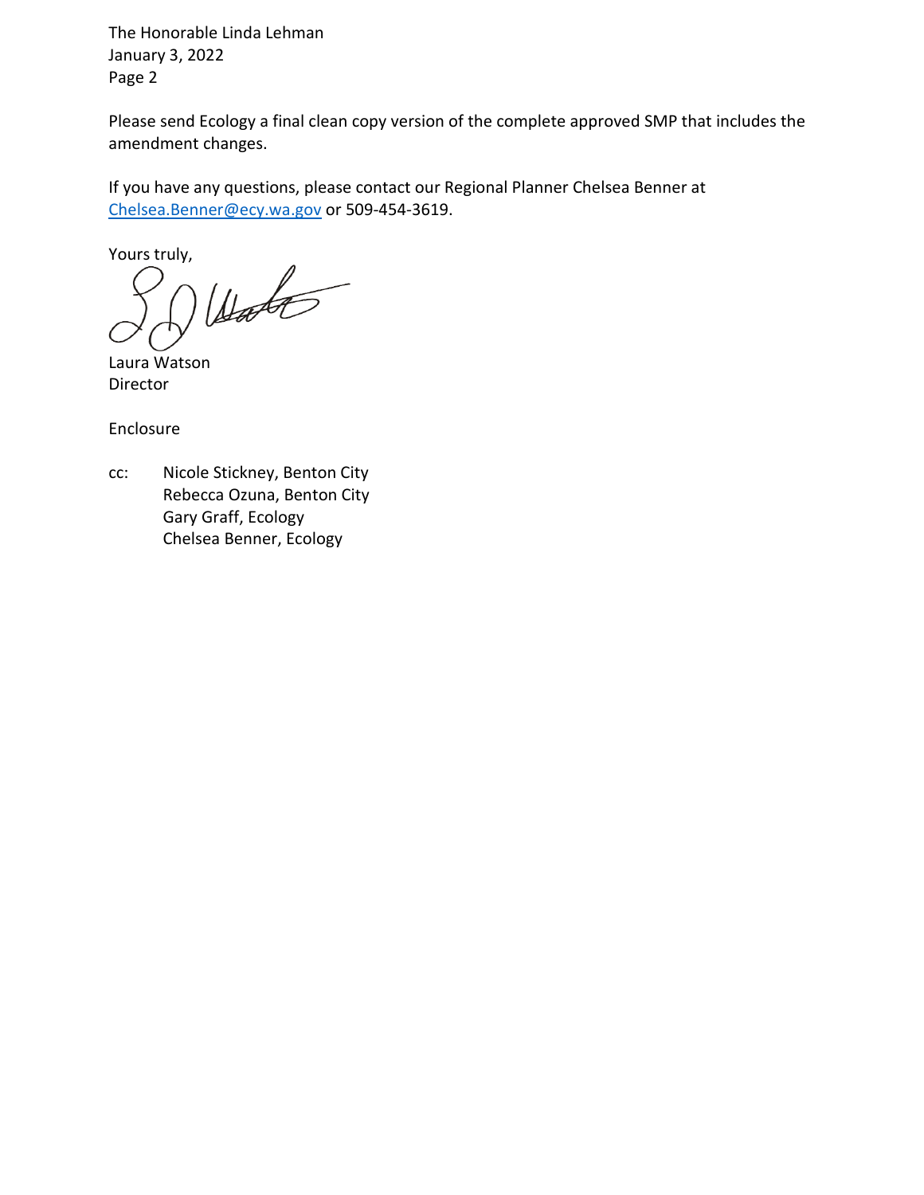Please send Ecology a final clean copy version of the complete approved SMP that includes the amendment changes.

If you have any questions, please contact our Regional Planner Chelsea Benner at Chelsea.Benner@ecy.wa.gov or 509-454-3619.

Yours truly,

Laura Watson
Director

Enclosure

cc: Nicole Stickney, Benton City
Rebecca Ozuna, Benton City
Gary Graff, Ecology
Chelsea Benner, Ecology